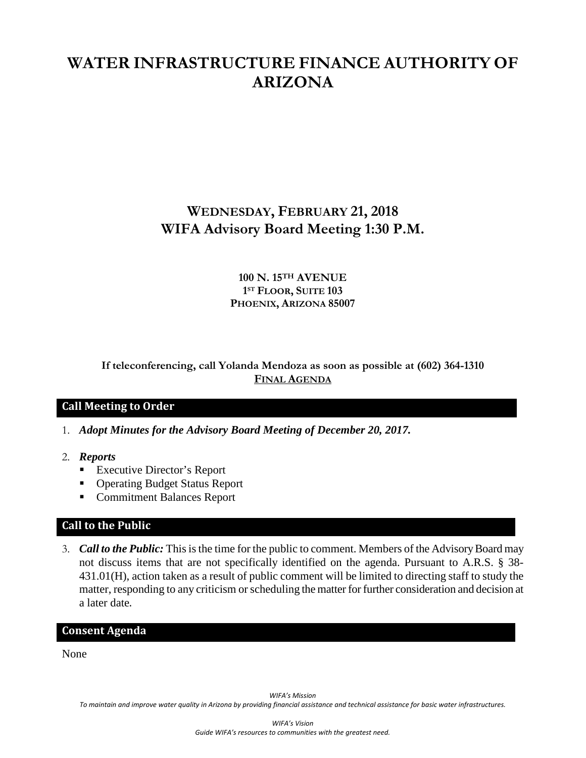# WATER INFRASTRUCTURE FINANCE AUTHORITY OF ARIZONA

## WEDNESDAY, FEBRUARY 21, 2018
## WIFA Advisory Board Meeting 1:30 P.M.

**100 N. 15TH AVENUE**
**1ST FLOOR, SUITE 103**
**PHOENIX, ARIZONA 85007**

**If teleconferencing, call Yolanda Mendoza as soon as possible at (602) 364-1310**
**FINAL AGENDA**

### Call Meeting to Order

1. ***Adopt Minutes for the Advisory Board Meeting of December 20, 2017.***

2. ***Reports***
   - Executive Director's Report
   - Operating Budget Status Report
   - Commitment Balances Report

### Call to the Public

3. ***Call to the Public:*** This is the time for the public to comment. Members of the Advisory Board may not discuss items that are not specifically identified on the agenda. Pursuant to A.R.S. § 38-431.01(H), action taken as a result of public comment will be limited to directing staff to study the matter, responding to any criticism or scheduling the matter for further consideration and decision at a later date.

### Consent Agenda

None

*WIFA's Mission*
*To maintain and improve water quality in Arizona by providing financial assistance and technical assistance for basic water infrastructures.*

*WIFA's Vision*
*Guide WIFA's resources to communities with the greatest need.*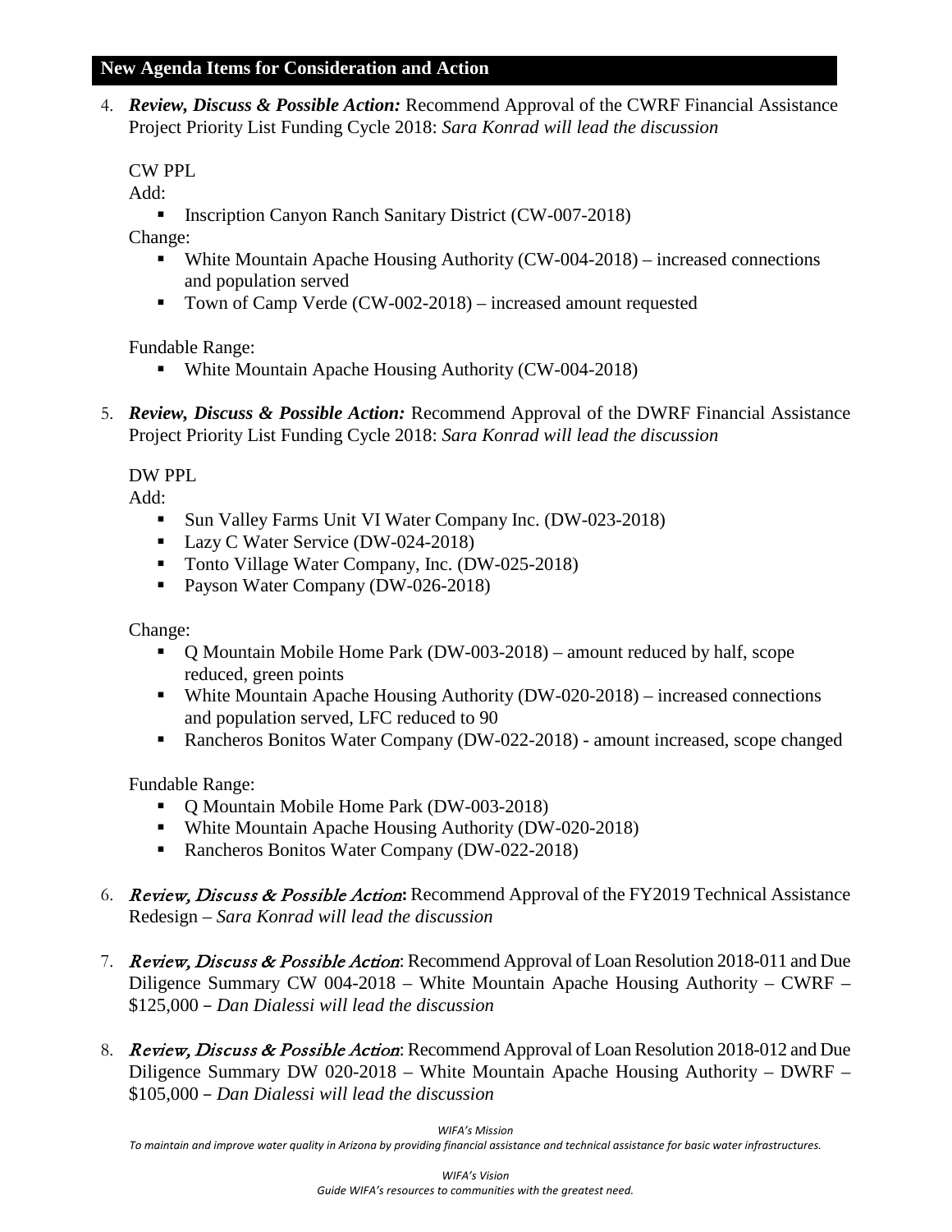## New Agenda Items for Consideration and Action

4. ***Review, Discuss & Possible Action:*** Recommend Approval of the CWRF Financial Assistance Project Priority List Funding Cycle 2018: *Sara Konrad will lead the discussion*

   CW PPL

   Add:

   - Inscription Canyon Ranch Sanitary District (CW-007-2018)

   Change:

   - White Mountain Apache Housing Authority (CW-004-2018) – increased connections and population served
   - Town of Camp Verde (CW-002-2018) – increased amount requested

   Fundable Range:

   - White Mountain Apache Housing Authority (CW-004-2018)

5. ***Review, Discuss & Possible Action:*** Recommend Approval of the DWRF Financial Assistance Project Priority List Funding Cycle 2018: *Sara Konrad will lead the discussion*

   DW PPL

   Add:

   - Sun Valley Farms Unit VI Water Company Inc. (DW-023-2018)
   - Lazy C Water Service (DW-024-2018)
   - Tonto Village Water Company, Inc. (DW-025-2018)
   - Payson Water Company (DW-026-2018)

   Change:

   - Q Mountain Mobile Home Park (DW-003-2018) – amount reduced by half, scope reduced, green points
   - White Mountain Apache Housing Authority (DW-020-2018) – increased connections and population served, LFC reduced to 90
   - Rancheros Bonitos Water Company (DW-022-2018) - amount increased, scope changed

   Fundable Range:

   - Q Mountain Mobile Home Park (DW-003-2018)
   - White Mountain Apache Housing Authority (DW-020-2018)
   - Rancheros Bonitos Water Company (DW-022-2018)

6. ***Review, Discuss & Possible Action:*** Recommend Approval of the FY2019 Technical Assistance Redesign – *Sara Konrad will lead the discussion*

7. ***Review, Discuss & Possible Action***: Recommend Approval of Loan Resolution 2018-011 and Due Diligence Summary CW 004-2018 – White Mountain Apache Housing Authority – CWRF – $125,000 – *Dan Dialessi will lead the discussion*

8. ***Review, Discuss & Possible Action***: Recommend Approval of Loan Resolution 2018-012 and Due Diligence Summary DW 020-2018 – White Mountain Apache Housing Authority – DWRF – $105,000 – *Dan Dialessi will lead the discussion*

*WIFA's Mission*
*To maintain and improve water quality in Arizona by providing financial assistance and technical assistance for basic water infrastructures.*

*WIFA's Vision*
*Guide WIFA's resources to communities with the greatest need.*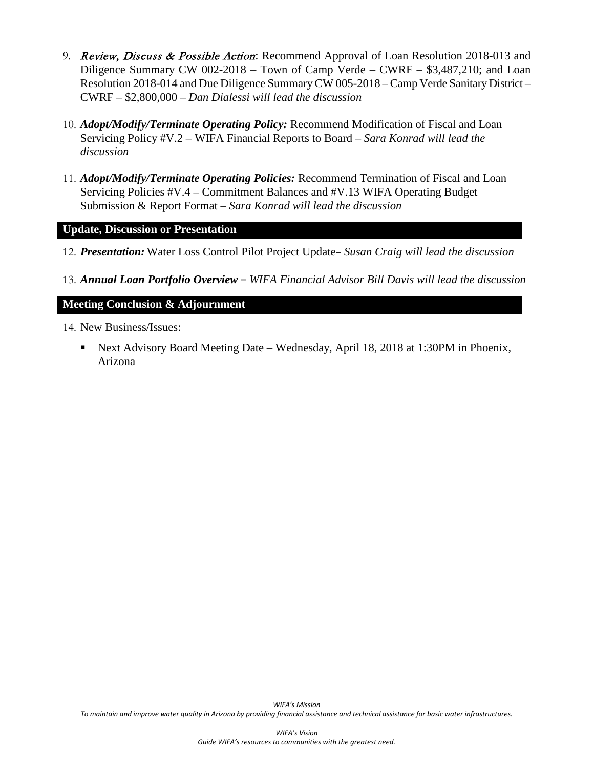9. ***Review, Discuss & Possible Action***: Recommend Approval of Loan Resolution 2018-013 and Diligence Summary CW 002-2018 – Town of Camp Verde – CWRF – $3,487,210; and Loan Resolution 2018-014 and Due Diligence Summary CW 005-2018 – Camp Verde Sanitary District – CWRF – $2,800,000 – *Dan Dialessi will lead the discussion*

10. ***Adopt/Modify/Terminate Operating Policy:*** Recommend Modification of Fiscal and Loan Servicing Policy #V.2 – WIFA Financial Reports to Board – *Sara Konrad will lead the discussion*

11. ***Adopt/Modify/Terminate Operating Policies:*** Recommend Termination of Fiscal and Loan Servicing Policies #V.4 – Commitment Balances and #V.13 WIFA Operating Budget Submission & Report Format – *Sara Konrad will lead the discussion*

## Update, Discussion or Presentation

12. ***Presentation:*** Water Loss Control Pilot Project Update– *Susan Craig will lead the discussion*

13. ***Annual Loan Portfolio Overview*** – *WIFA Financial Advisor Bill Davis will lead the discussion*

## Meeting Conclusion & Adjournment

14. New Business/Issues:

    - Next Advisory Board Meeting Date – Wednesday, April 18, 2018 at 1:30PM in Phoenix, Arizona

*WIFA's Mission*
*To maintain and improve water quality in Arizona by providing financial assistance and technical assistance for basic water infrastructures.*

*WIFA's Vision*
*Guide WIFA's resources to communities with the greatest need.*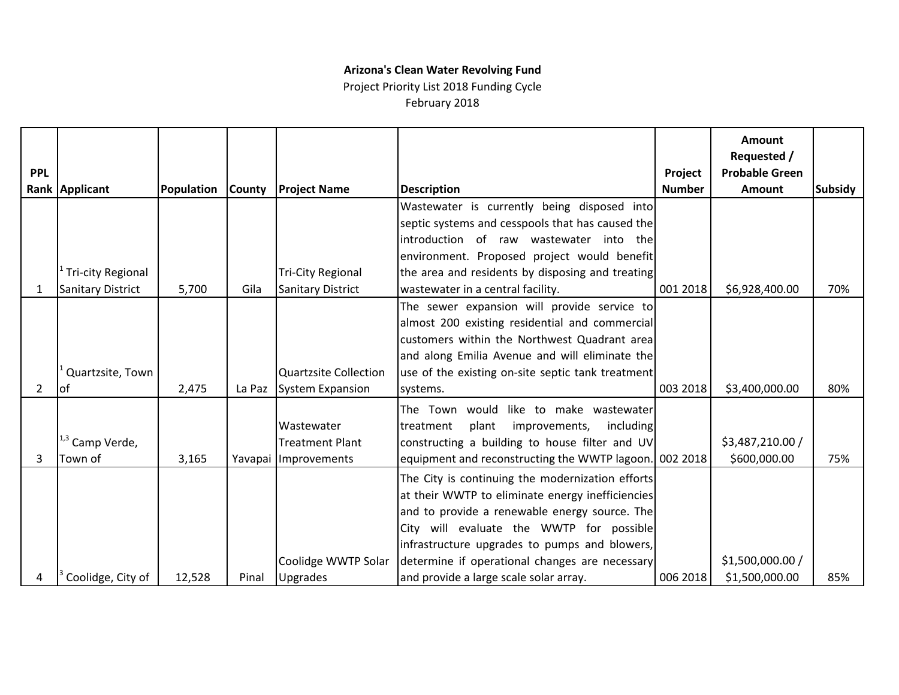**Arizona's Clean Water Revolving Fund**

Project Priority List 2018 Funding Cycle

February 2018

| PPL Rank | Applicant | Population | County | Project Name | Description | Project Number | Amount Requested / Probable Green Amount | Subsidy |
|---|---|---|---|---|---|---|---|---|
| 1 | [1] Tri-city Regional Sanitary District | 5,700 | Gila | Tri-City Regional Sanitary District | Wastewater is currently being disposed into septic systems and cesspools that has caused the introduction of raw wastewater into the environment. Proposed project would benefit the area and residents by disposing and treating wastewater in a central facility. | 001 2018 | $6,928,400.00 | 70% |
| 2 | [1] Quartzsite, Town of | 2,475 | La Paz | Quartzsite Collection System Expansion | The sewer expansion will provide service to almost 200 existing residential and commercial customers within the Northwest Quadrant area and along Emilia Avenue and will eliminate the use of the existing on-site septic tank treatment systems. | 003 2018 | $3,400,000.00 | 80% |
| 3 | [1,3] Camp Verde, Town of | 3,165 | Yavapai | Wastewater Treatment Plant Improvements | The Town would like to make wastewater treatment plant improvements, including constructing a building to house filter and UV equipment and reconstructing the WWTP lagoon. | 002 2018 | $3,487,210.00 / $600,000.00 | 75% |
| 4 | [3] Coolidge, City of | 12,528 | Pinal | Coolidge WWTP Solar Upgrades | The City is continuing the modernization efforts at their WWTP to eliminate energy inefficiencies and to provide a renewable energy source. The City will evaluate the WWTP for possible infrastructure upgrades to pumps and blowers, determine if operational changes are necessary and provide a large scale solar array. | 006 2018 | $1,500,000.00 / $1,500,000.00 | 85% |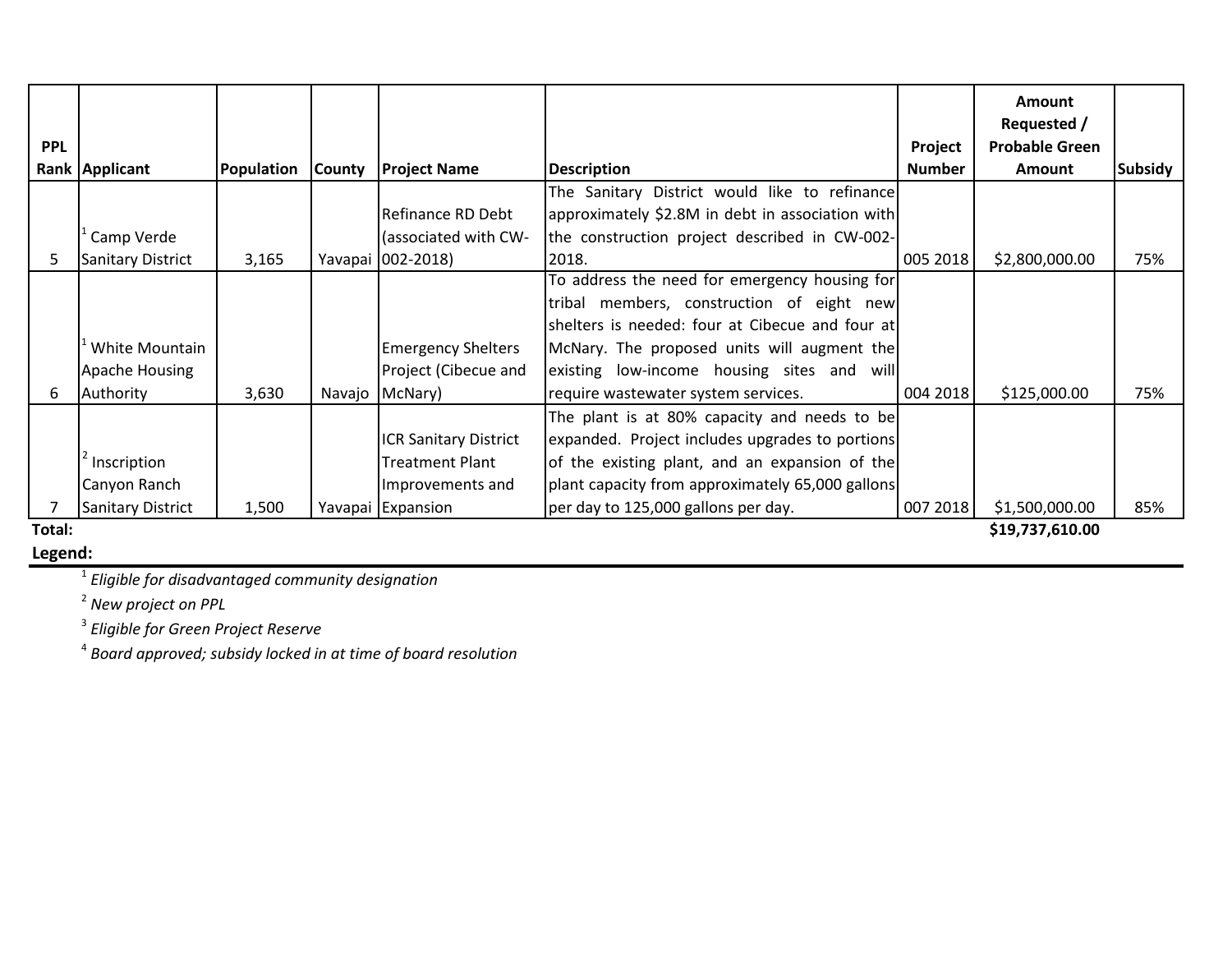| PPL Rank | Applicant | Population | County | Project Name | Description | Project Number | Amount Requested / Probable Green Amount | Subsidy |
|---|---|---|---|---|---|---|---|---|
| 5 | [1] Camp Verde Sanitary District | 3,165 | Yavapai | Refinance RD Debt (associated with CW-002-2018) | The Sanitary District would like to refinance approximately $2.8M in debt in association with the construction project described in CW-002-2018. | 005 2018 | $2,800,000.00 | 75% |
| 6 | [1] White Mountain Apache Housing Authority | 3,630 | Navajo | Emergency Shelters Project (Cibecue and McNary) | To address the need for emergency housing for tribal members, construction of eight new shelters is needed: four at Cibecue and four at McNary. The proposed units will augment the existing low-income housing sites and will require wastewater system services. | 004 2018 | $125,000.00 | 75% |
| 7 | [2] Inscription Canyon Ranch Sanitary District | 1,500 | Yavapai | ICR Sanitary District Treatment Plant Improvements and Expansion | The plant is at 80% capacity and needs to be expanded. Project includes upgrades to portions of the existing plant, and an expansion of the plant capacity from approximately 65,000 gallons per day to 125,000 gallons per day. | 007 2018 | $1,500,000.00 | 85% |
| **Total:** | | | | | | | **$19,737,610.00** | |

**Legend:**

[1] *Eligible for disadvantaged community designation*

[2] *New project on PPL*

[3] *Eligible for Green Project Reserve*

[4] *Board approved; subsidy locked in at time of board resolution*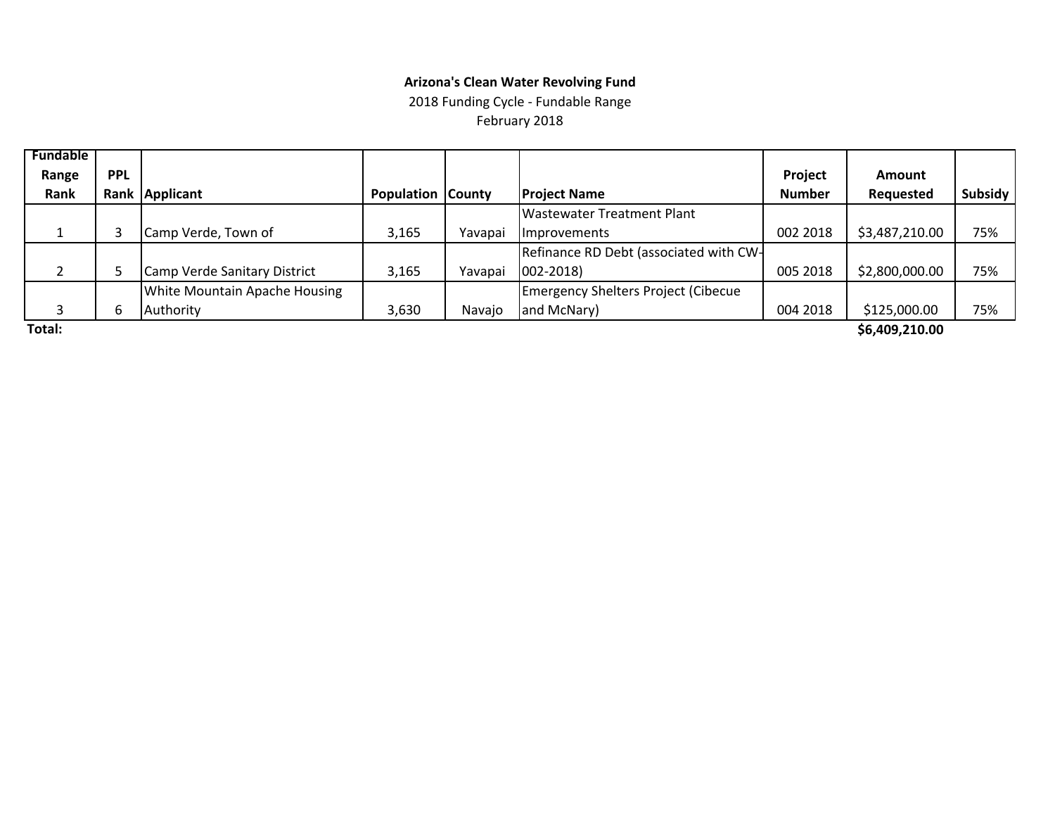**Arizona's Clean Water Revolving Fund**

2018 Funding Cycle - Fundable Range

February 2018

| Fundable Range Rank | PPL Rank | Applicant | Population | County | Project Name | Project Number | Amount Requested | Subsidy |
|---|---|---|---|---|---|---|---|---|
| 1 | 3 | Camp Verde, Town of | 3,165 | Yavapai | Wastewater Treatment Plant Improvements | 002 2018 | $3,487,210.00 | 75% |
| 2 | 5 | Camp Verde Sanitary District | 3,165 | Yavapai | Refinance RD Debt (associated with CW-002-2018) | 005 2018 | $2,800,000.00 | 75% |
| 3 | 6 | White Mountain Apache Housing Authority | 3,630 | Navajo | Emergency Shelters Project (Cibecue and McNary) | 004 2018 | $125,000.00 | 75% |
| **Total:** | | | | | | | **$6,409,210.00** | |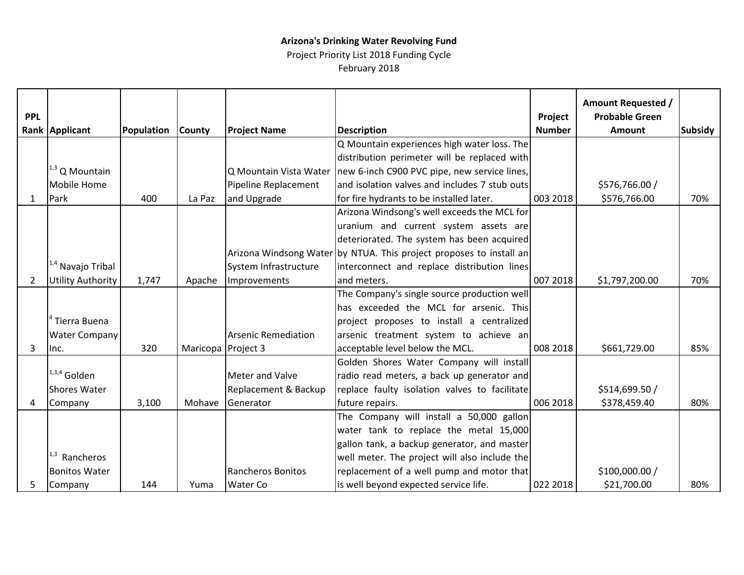**Arizona's Drinking Water Revolving Fund**

Project Priority List 2018 Funding Cycle

February 2018

| PPL Rank | Applicant | Population | County | Project Name | Description | Project Number | Amount Requested / Probable Green Amount | Subsidy |
|---|---|---|---|---|---|---|---|---|
| 1 | [1,3] Q Mountain Mobile Home Park | 400 | La Paz | Q Mountain Vista Water Pipeline Replacement and Upgrade | Q Mountain experiences high water loss. The distribution perimeter will be replaced with new 6-inch C900 PVC pipe, new service lines, and isolation valves and includes 7 stub outs for fire hydrants to be installed later. | 003 2018 | $576,766.00 / $576,766.00 | 70% |
| 2 | [1,4] Navajo Tribal Utility Authority | 1,747 | Apache | Arizona Windsong Water System Infrastructure Improvements | Arizona Windsong's well exceeds the MCL for uranium and current system assets are deteriorated. The system has been acquired by NTUA. This project proposes to install an interconnect and replace distribution lines and meters. | 007 2018 | $1,797,200.00 | 70% |
| 3 | [4] Tierra Buena Water Company Inc. | 320 | Maricopa | Arsenic Remediation Project 3 | The Company's single source production well has exceeded the MCL for arsenic. This project proposes to install a centralized arsenic treatment system to achieve an acceptable level below the MCL. | 008 2018 | $661,729.00 | 85% |
| 4 | [1,3,4] Golden Shores Water Company | 3,100 | Mohave | Meter and Valve Replacement & Backup Generator | Golden Shores Water Company will install radio read meters, a back up generator and replace faulty isolation valves to facilitate future repairs. | 006 2018 | $514,699.50 / $378,459.40 | 80% |
| 5 | [1,3] Rancheros Bonitos Water Company | 144 | Yuma | Rancheros Bonitos Water Co | The Company will install a 50,000 gallon water tank to replace the metal 15,000 gallon tank, a backup generator, and master well meter. The project will also include the replacement of a well pump and motor that is well beyond expected service life. | 022 2018 | $100,000.00 / $21,700.00 | 80% |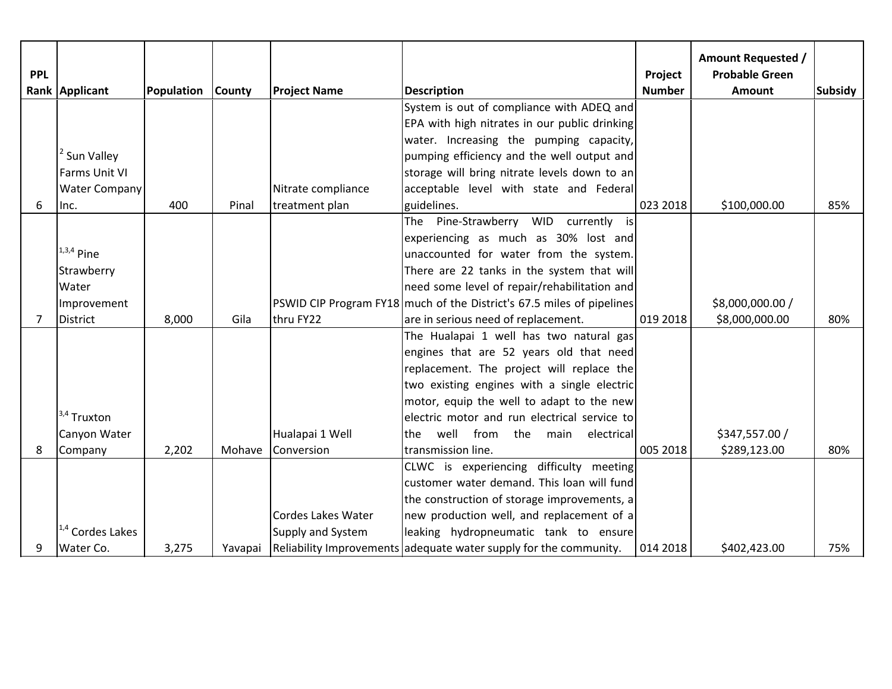| PPL Rank | Applicant | Population | County | Project Name | Description | Project Number | Amount Requested / Probable Green Amount | Subsidy |
|---|---|---|---|---|---|---|---|---|
| 6 | [2] Sun Valley Farms Unit VI Water Company Inc. | 400 | Pinal | Nitrate compliance treatment plan | System is out of compliance with ADEQ and EPA with high nitrates in our public drinking water. Increasing the pumping capacity, pumping efficiency and the well output and storage will bring nitrate levels down to an acceptable level with state and Federal guidelines. | 023 2018 | $100,000.00 | 85% |
| 7 | [1,3,4] Pine Strawberry Water Improvement District | 8,000 | Gila | PSWID CIP Program FY18 thru FY22 | The Pine-Strawberry WID currently is experiencing as much as 30% lost and unaccounted for water from the system. There are 22 tanks in the system that will need some level of repair/rehabilitation and much of the District's 67.5 miles of pipelines are in serious need of replacement. | 019 2018 | $8,000,000.00 / $8,000,000.00 | 80% |
| 8 | [3,4] Truxton Canyon Water Company | 2,202 | Mohave | Hualapai 1 Well Conversion | The Hualapai 1 well has two natural gas engines that are 52 years old that need replacement. The project will replace the two existing engines with a single electric motor, equip the well to adapt to the new electric motor and run electrical service to the well from the main electrical transmission line. | 005 2018 | $347,557.00 / $289,123.00 | 80% |
| 9 | [1,4] Cordes Lakes Water Co. | 3,275 | Yavapai | Cordes Lakes Water Supply and System Reliability Improvements | CLWC is experiencing difficulty meeting customer water demand. This loan will fund the construction of storage improvements, a new production well, and replacement of a leaking hydropneumatic tank to ensure adequate water supply for the community. | 014 2018 | $402,423.00 | 75% |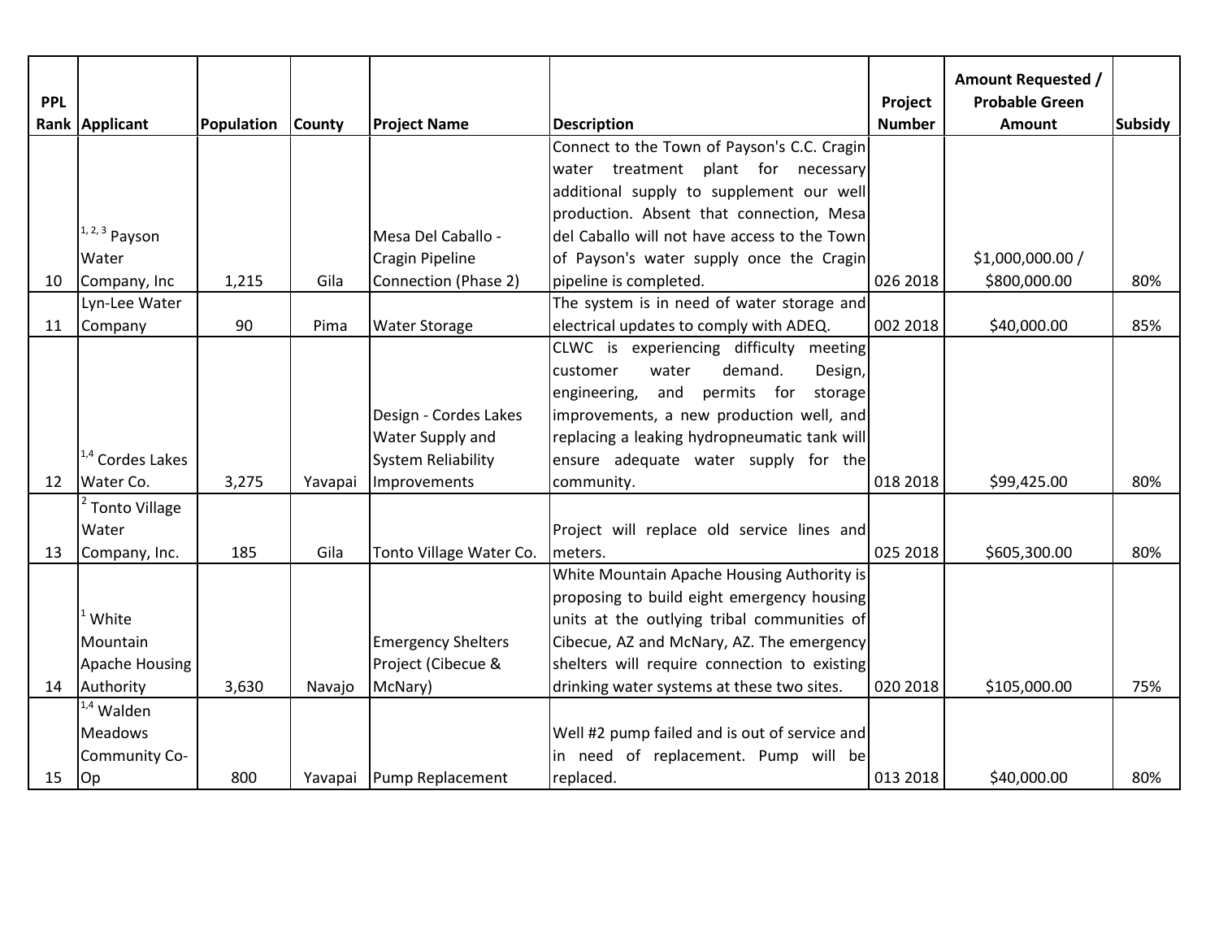| PPL Rank | Applicant | Population | County | Project Name | Description | Project Number | Amount Requested / Probable Green Amount | Subsidy |
|---|---|---|---|---|---|---|---|---|
| 10 | [1, 2, 3] Payson Water Company, Inc | 1,215 | Gila | Mesa Del Caballo - Cragin Pipeline Connection (Phase 2) | Connect to the Town of Payson's C.C. Cragin water treatment plant for necessary additional supply to supplement our well production. Absent that connection, Mesa del Caballo will not have access to the Town of Payson's water supply once the Cragin pipeline is completed. | 026 2018 | $1,000,000.00 / $800,000.00 | 80% |
| 11 | Lyn-Lee Water Company | 90 | Pima | Water Storage | The system is in need of water storage and electrical updates to comply with ADEQ. | 002 2018 | $40,000.00 | 85% |
| 12 | [1,4] Cordes Lakes Water Co. | 3,275 | Yavapai | Design - Cordes Lakes Water Supply and System Reliability Improvements | CLWC is experiencing difficulty meeting customer water demand. Design, engineering, and permits for storage improvements, a new production well, and replacing a leaking hydropneumatic tank will ensure adequate water supply for the community. | 018 2018 | $99,425.00 | 80% |
| 13 | [2] Tonto Village Water Company, Inc. | 185 | Gila | Tonto Village Water Co. | Project will replace old service lines and meters. | 025 2018 | $605,300.00 | 80% |
| 14 | [1] White Mountain Apache Housing Authority | 3,630 | Navajo | Emergency Shelters Project (Cibecue & McNary) | White Mountain Apache Housing Authority is proposing to build eight emergency housing units at the outlying tribal communities of Cibecue, AZ and McNary, AZ. The emergency shelters will require connection to existing drinking water systems at these two sites. | 020 2018 | $105,000.00 | 75% |
| 15 | [1,4] Walden Meadows Community Co-Op | 800 | Yavapai | Pump Replacement | Well #2 pump failed and is out of service and in need of replacement. Pump will be replaced. | 013 2018 | $40,000.00 | 80% |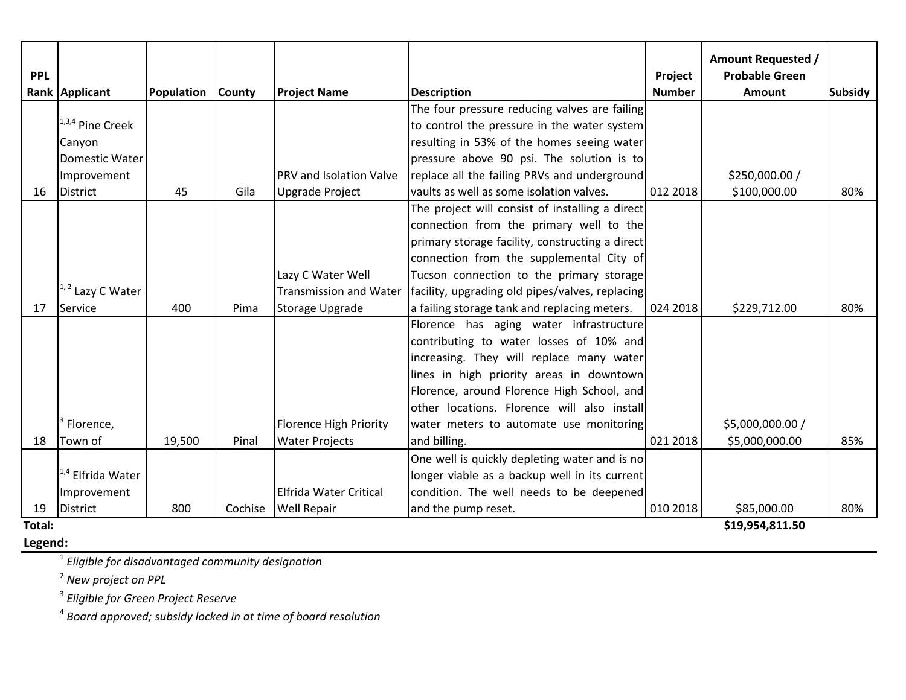| PPL Rank | Applicant | Population | County | Project Name | Description | Project Number | Amount Requested / Probable Green Amount | Subsidy |
|---|---|---|---|---|---|---|---|---|
| 16 | [1,3,4] Pine Creek Canyon Domestic Water Improvement District | 45 | Gila | PRV and Isolation Valve Upgrade Project | The four pressure reducing valves are failing to control the pressure in the water system resulting in 53% of the homes seeing water pressure above 90 psi. The solution is to replace all the failing PRVs and underground vaults as well as some isolation valves. | 012 2018 | $250,000.00 / $100,000.00 | 80% |
| 17 | [1, 2] Lazy C Water Service | 400 | Pima | Lazy C Water Well Transmission and Water Storage Upgrade | The project will consist of installing a direct connection from the primary well to the primary storage facility, constructing a direct connection from the supplemental City of Tucson connection to the primary storage facility, upgrading old pipes/valves, replacing a failing storage tank and replacing meters. | 024 2018 | $229,712.00 | 80% |
| 18 | [3] Florence, Town of | 19,500 | Pinal | Florence High Priority Water Projects | Florence has aging water infrastructure contributing to water losses of 10% and increasing. They will replace many water lines in high priority areas in downtown Florence, around Florence High School, and other locations. Florence will also install water meters to automate use monitoring and billing. | 021 2018 | $5,000,000.00 / $5,000,000.00 | 85% |
| 19 | [1,4] Elfrida Water Improvement District | 800 | Cochise | Elfrida Water Critical Well Repair | One well is quickly depleting water and is no longer viable as a backup well in its current condition. The well needs to be deepened and the pump reset. | 010 2018 | $85,000.00 | 80% |
| **Total:** | | | | | | | **$19,954,811.50** | |

**Legend:**

[1] *Eligible for disadvantaged community designation*

[2] *New project on PPL*

[3] *Eligible for Green Project Reserve*

[4] *Board approved; subsidy locked in at time of board resolution*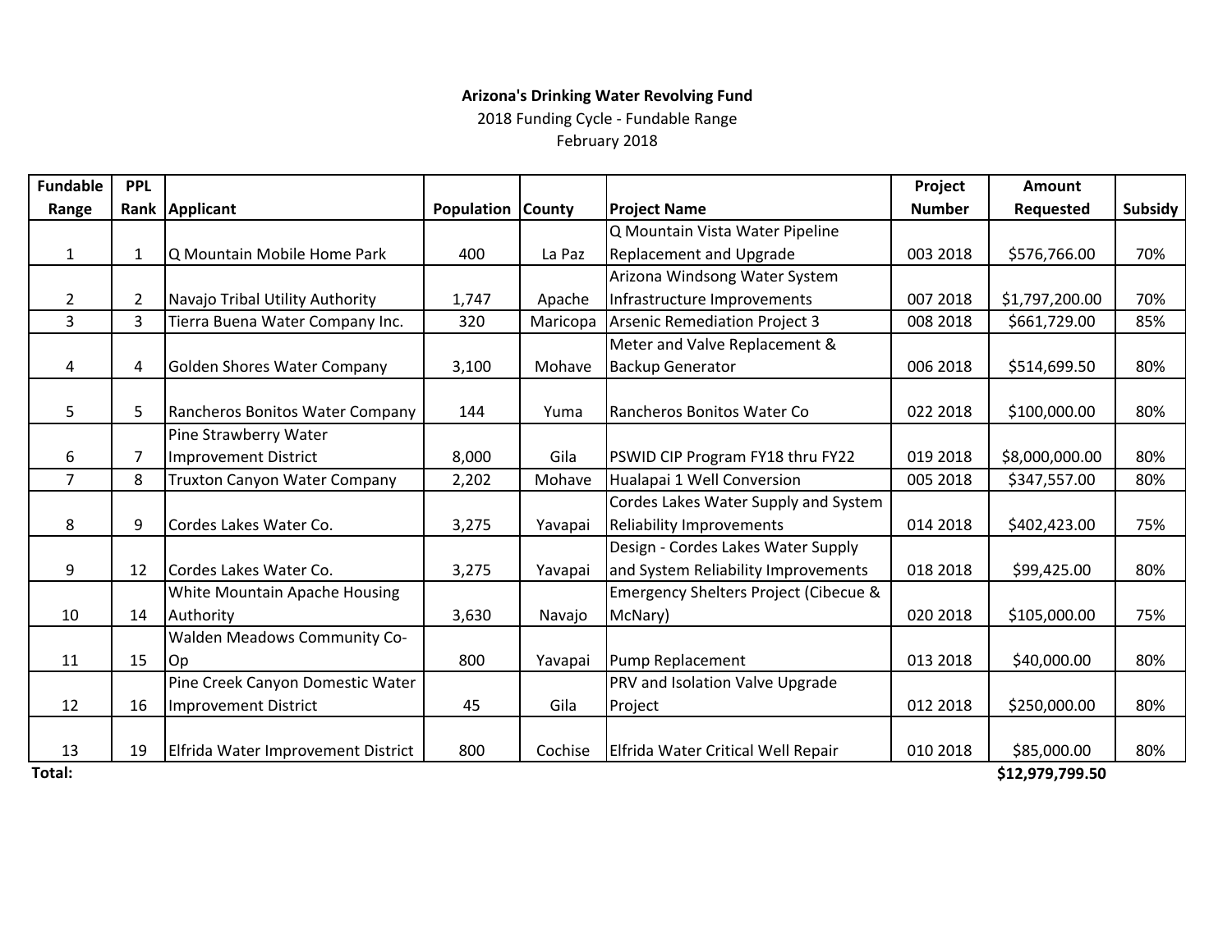**Arizona's Drinking Water Revolving Fund**

2018 Funding Cycle - Fundable Range

February 2018

| Fundable Range | PPL Rank | Applicant | Population | County | Project Name | Project Number | Amount Requested | Subsidy |
|---|---|---|---|---|---|---|---|---|
| 1 | 1 | Q Mountain Mobile Home Park | 400 | La Paz | Q Mountain Vista Water Pipeline Replacement and Upgrade | 003 2018 | $576,766.00 | 70% |
| 2 | 2 | Navajo Tribal Utility Authority | 1,747 | Apache | Arizona Windsong Water System Infrastructure Improvements | 007 2018 | $1,797,200.00 | 70% |
| 3 | 3 | Tierra Buena Water Company Inc. | 320 | Maricopa | Arsenic Remediation Project 3 | 008 2018 | $661,729.00 | 85% |
| 4 | 4 | Golden Shores Water Company | 3,100 | Mohave | Meter and Valve Replacement & Backup Generator | 006 2018 | $514,699.50 | 80% |
| 5 | 5 | Rancheros Bonitos Water Company | 144 | Yuma | Rancheros Bonitos Water Co | 022 2018 | $100,000.00 | 80% |
| 6 | 7 | Pine Strawberry Water Improvement District | 8,000 | Gila | PSWID CIP Program FY18 thru FY22 | 019 2018 | $8,000,000.00 | 80% |
| 7 | 8 | Truxton Canyon Water Company | 2,202 | Mohave | Hualapai 1 Well Conversion | 005 2018 | $347,557.00 | 80% |
| 8 | 9 | Cordes Lakes Water Co. | 3,275 | Yavapai | Cordes Lakes Water Supply and System Reliability Improvements | 014 2018 | $402,423.00 | 75% |
| 9 | 12 | Cordes Lakes Water Co. | 3,275 | Yavapai | Design - Cordes Lakes Water Supply and System Reliability Improvements | 018 2018 | $99,425.00 | 80% |
| 10 | 14 | White Mountain Apache Housing Authority | 3,630 | Navajo | Emergency Shelters Project (Cibecue & McNary) | 020 2018 | $105,000.00 | 75% |
| 11 | 15 | Walden Meadows Community Co-Op | 800 | Yavapai | Pump Replacement | 013 2018 | $40,000.00 | 80% |
| 12 | 16 | Pine Creek Canyon Domestic Water Improvement District | 45 | Gila | PRV and Isolation Valve Upgrade Project | 012 2018 | $250,000.00 | 80% |
| 13 | 19 | Elfrida Water Improvement District | 800 | Cochise | Elfrida Water Critical Well Repair | 010 2018 | $85,000.00 | 80% |
| **Total:** | | | | | | | **$12,979,799.50** | |